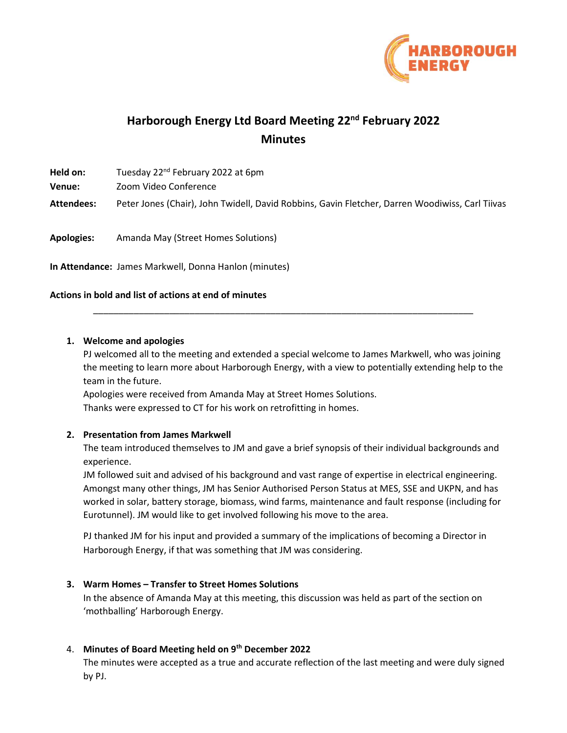# Harborough Energy Ltd Board Meeting 22nd February 2022

## Minutes

**Held on:** Tuesday 22nd February 2022 at 6pm

**Venue:** Zoom Video Conference

**Attendees:** Peter Jones (Chair), John Twidell, David Robbins, Gavin Fletcher, Darren Woodiwiss, Carl Tiivas

**Apologies:** Amanda May (Street Homes Solutions)

**In Attendance:** James Markwell, Donna Hanlon (minutes)

**Actions in bold and list of actions at end of minutes**

---

1. **Welcome and apologies**

   PJ welcomed all to the meeting and extended a special welcome to James Markwell, who was joining the meeting to learn more about Harborough Energy, with a view to potentially extending help to the team in the future.

   Apologies were received from Amanda May at Street Homes Solutions.

   Thanks were expressed to CT for his work on retrofitting in homes.

2. **Presentation from James Markwell**

   The team introduced themselves to JM and gave a brief synopsis of their individual backgrounds and experience.

   JM followed suit and advised of his background and vast range of expertise in electrical engineering. Amongst many other things, JM has Senior Authorised Person Status at MES, SSE and UKPN, and has worked in solar, battery storage, biomass, wind farms, maintenance and fault response (including for Eurotunnel). JM would like to get involved following his move to the area.

   PJ thanked JM for his input and provided a summary of the implications of becoming a Director in Harborough Energy, if that was something that JM was considering.

3. **Warm Homes – Transfer to Street Homes Solutions**

   In the absence of Amanda May at this meeting, this discussion was held as part of the section on 'mothballing' Harborough Energy.

4. **Minutes of Board Meeting held on 9th December 2022**

   The minutes were accepted as a true and accurate reflection of the last meeting and were duly signed by PJ.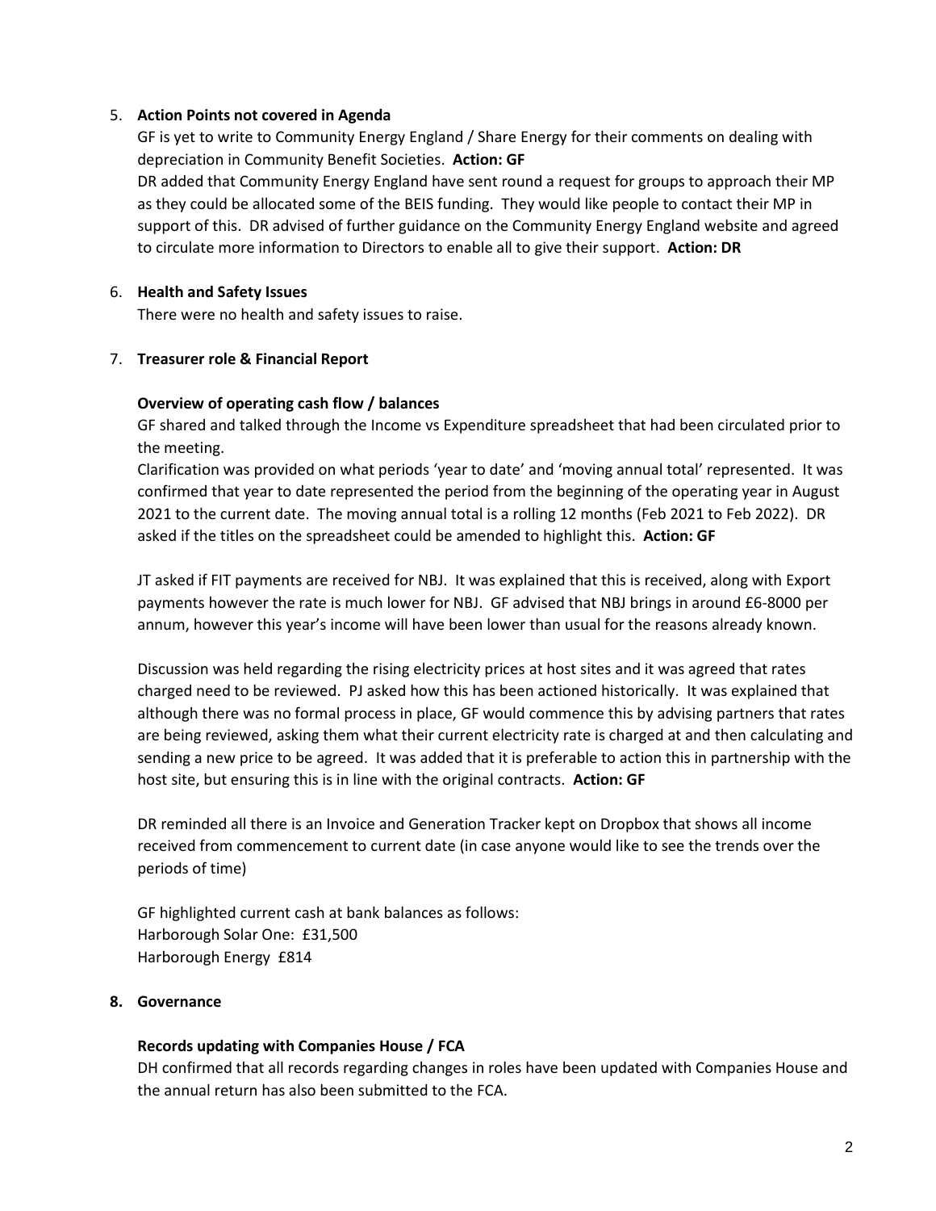5. **Action Points not covered in Agenda**

   GF is yet to write to Community Energy England / Share Energy for their comments on dealing with depreciation in Community Benefit Societies. **Action: GF**

   DR added that Community Energy England have sent round a request for groups to approach their MP as they could be allocated some of the BEIS funding. They would like people to contact their MP in support of this. DR advised of further guidance on the Community Energy England website and agreed to circulate more information to Directors to enable all to give their support. **Action: DR**

6. **Health and Safety Issues**

   There were no health and safety issues to raise.

7. **Treasurer role & Financial Report**

   **Overview of operating cash flow / balances**

   GF shared and talked through the Income vs Expenditure spreadsheet that had been circulated prior to the meeting.

   Clarification was provided on what periods 'year to date' and 'moving annual total' represented. It was confirmed that year to date represented the period from the beginning of the operating year in August 2021 to the current date. The moving annual total is a rolling 12 months (Feb 2021 to Feb 2022). DR asked if the titles on the spreadsheet could be amended to highlight this. **Action: GF**

   JT asked if FIT payments are received for NBJ. It was explained that this is received, along with Export payments however the rate is much lower for NBJ. GF advised that NBJ brings in around £6-8000 per annum, however this year's income will have been lower than usual for the reasons already known.

   Discussion was held regarding the rising electricity prices at host sites and it was agreed that rates charged need to be reviewed. PJ asked how this has been actioned historically. It was explained that although there was no formal process in place, GF would commence this by advising partners that rates are being reviewed, asking them what their current electricity rate is charged at and then calculating and sending a new price to be agreed. It was added that it is preferable to action this in partnership with the host site, but ensuring this is in line with the original contracts. **Action: GF**

   DR reminded all there is an Invoice and Generation Tracker kept on Dropbox that shows all income received from commencement to current date (in case anyone would like to see the trends over the periods of time)

   GF highlighted current cash at bank balances as follows:
   Harborough Solar One: £31,500
   Harborough Energy £814

8. **Governance**

   **Records updating with Companies House / FCA**

   DH confirmed that all records regarding changes in roles have been updated with Companies House and the annual return has also been submitted to the FCA.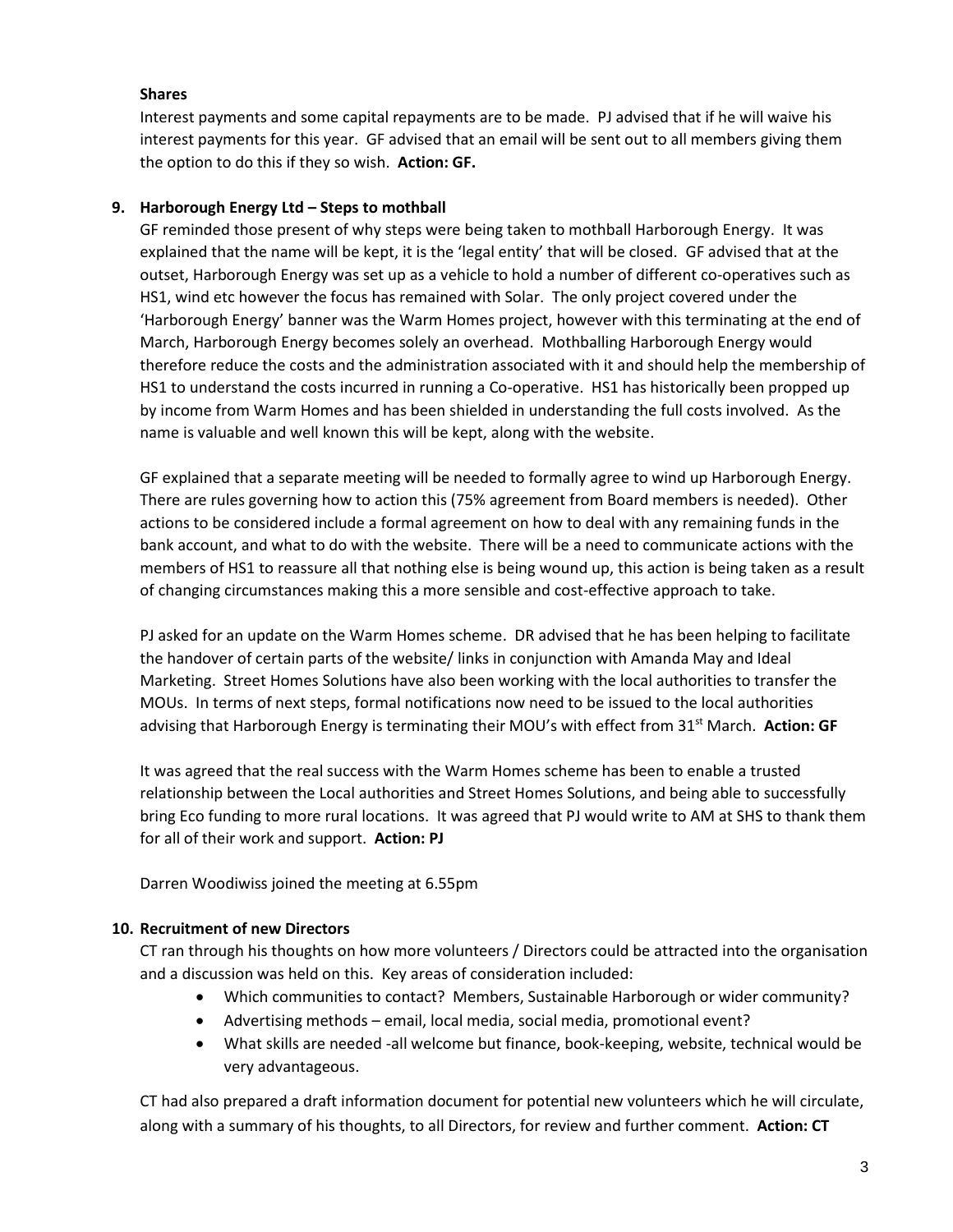**Shares**

Interest payments and some capital repayments are to be made. PJ advised that if he will waive his interest payments for this year. GF advised that an email will be sent out to all members giving them the option to do this if they so wish. **Action: GF.**

**9. Harborough Energy Ltd – Steps to mothball**

GF reminded those present of why steps were being taken to mothball Harborough Energy. It was explained that the name will be kept, it is the 'legal entity' that will be closed. GF advised that at the outset, Harborough Energy was set up as a vehicle to hold a number of different co-operatives such as HS1, wind etc however the focus has remained with Solar. The only project covered under the 'Harborough Energy' banner was the Warm Homes project, however with this terminating at the end of March, Harborough Energy becomes solely an overhead. Mothballing Harborough Energy would therefore reduce the costs and the administration associated with it and should help the membership of HS1 to understand the costs incurred in running a Co-operative. HS1 has historically been propped up by income from Warm Homes and has been shielded in understanding the full costs involved. As the name is valuable and well known this will be kept, along with the website.

GF explained that a separate meeting will be needed to formally agree to wind up Harborough Energy. There are rules governing how to action this (75% agreement from Board members is needed). Other actions to be considered include a formal agreement on how to deal with any remaining funds in the bank account, and what to do with the website. There will be a need to communicate actions with the members of HS1 to reassure all that nothing else is being wound up, this action is being taken as a result of changing circumstances making this a more sensible and cost-effective approach to take.

PJ asked for an update on the Warm Homes scheme. DR advised that he has been helping to facilitate the handover of certain parts of the website/ links in conjunction with Amanda May and Ideal Marketing. Street Homes Solutions have also been working with the local authorities to transfer the MOUs. In terms of next steps, formal notifications now need to be issued to the local authorities advising that Harborough Energy is terminating their MOU's with effect from 31st March. **Action: GF**

It was agreed that the real success with the Warm Homes scheme has been to enable a trusted relationship between the Local authorities and Street Homes Solutions, and being able to successfully bring Eco funding to more rural locations. It was agreed that PJ would write to AM at SHS to thank them for all of their work and support. **Action: PJ**

Darren Woodiwiss joined the meeting at 6.55pm

**10. Recruitment of new Directors**

CT ran through his thoughts on how more volunteers / Directors could be attracted into the organisation and a discussion was held on this. Key areas of consideration included:

- Which communities to contact? Members, Sustainable Harborough or wider community?
- Advertising methods – email, local media, social media, promotional event?
- What skills are needed -all welcome but finance, book-keeping, website, technical would be very advantageous.

CT had also prepared a draft information document for potential new volunteers which he will circulate, along with a summary of his thoughts, to all Directors, for review and further comment. **Action: CT**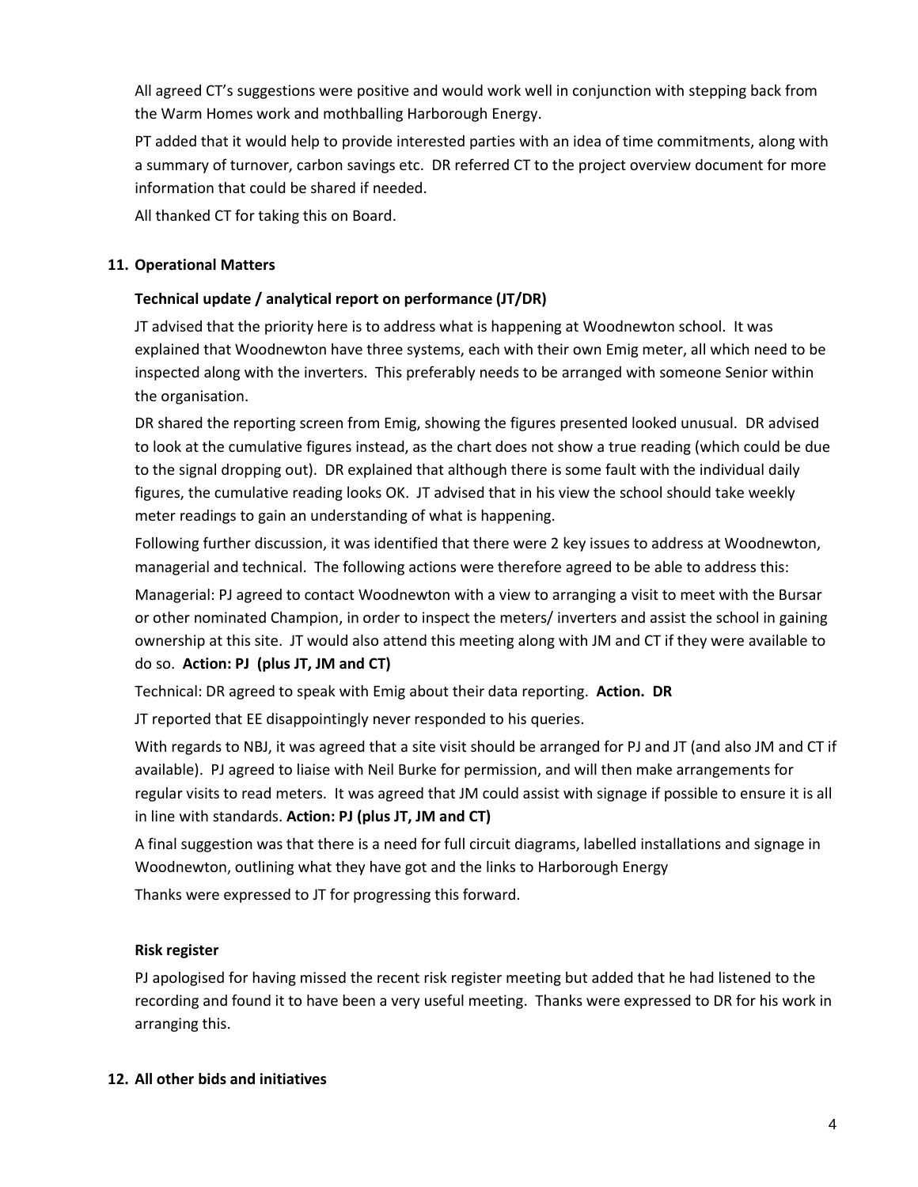All agreed CT's suggestions were positive and would work well in conjunction with stepping back from the Warm Homes work and mothballing Harborough Energy.

PT added that it would help to provide interested parties with an idea of time commitments, along with a summary of turnover, carbon savings etc. DR referred CT to the project overview document for more information that could be shared if needed.

All thanked CT for taking this on Board.

## 11. Operational Matters

### Technical update / analytical report on performance (JT/DR)

JT advised that the priority here is to address what is happening at Woodnewton school. It was explained that Woodnewton have three systems, each with their own Emig meter, all which need to be inspected along with the inverters. This preferably needs to be arranged with someone Senior within the organisation.

DR shared the reporting screen from Emig, showing the figures presented looked unusual. DR advised to look at the cumulative figures instead, as the chart does not show a true reading (which could be due to the signal dropping out). DR explained that although there is some fault with the individual daily figures, the cumulative reading looks OK. JT advised that in his view the school should take weekly meter readings to gain an understanding of what is happening.

Following further discussion, it was identified that there were 2 key issues to address at Woodnewton, managerial and technical. The following actions were therefore agreed to be able to address this:

Managerial: PJ agreed to contact Woodnewton with a view to arranging a visit to meet with the Bursar or other nominated Champion, in order to inspect the meters/ inverters and assist the school in gaining ownership at this site. JT would also attend this meeting along with JM and CT if they were available to do so. **Action: PJ (plus JT, JM and CT)**

Technical: DR agreed to speak with Emig about their data reporting. **Action. DR**

JT reported that EE disappointingly never responded to his queries.

With regards to NBJ, it was agreed that a site visit should be arranged for PJ and JT (and also JM and CT if available). PJ agreed to liaise with Neil Burke for permission, and will then make arrangements for regular visits to read meters. It was agreed that JM could assist with signage if possible to ensure it is all in line with standards. **Action: PJ (plus JT, JM and CT)**

A final suggestion was that there is a need for full circuit diagrams, labelled installations and signage in Woodnewton, outlining what they have got and the links to Harborough Energy

Thanks were expressed to JT for progressing this forward.

### Risk register

PJ apologised for having missed the recent risk register meeting but added that he had listened to the recording and found it to have been a very useful meeting. Thanks were expressed to DR for his work in arranging this.

## 12. All other bids and initiatives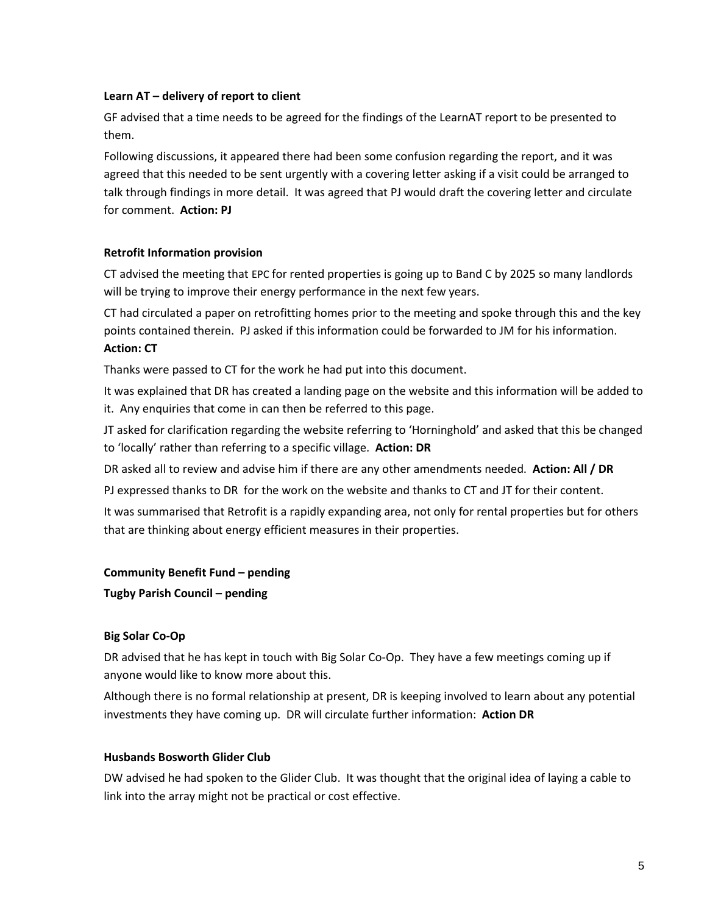**Learn AT – delivery of report to client**

GF advised that a time needs to be agreed for the findings of the LearnAT report to be presented to them.

Following discussions, it appeared there had been some confusion regarding the report, and it was agreed that this needed to be sent urgently with a covering letter asking if a visit could be arranged to talk through findings in more detail. It was agreed that PJ would draft the covering letter and circulate for comment. **Action: PJ**

**Retrofit Information provision**

CT advised the meeting that EPC for rented properties is going up to Band C by 2025 so many landlords will be trying to improve their energy performance in the next few years.

CT had circulated a paper on retrofitting homes prior to the meeting and spoke through this and the key points contained therein. PJ asked if this information could be forwarded to JM for his information. **Action: CT**

Thanks were passed to CT for the work he had put into this document.

It was explained that DR has created a landing page on the website and this information will be added to it. Any enquiries that come in can then be referred to this page.

JT asked for clarification regarding the website referring to 'Horninghold' and asked that this be changed to 'locally' rather than referring to a specific village. **Action: DR**

DR asked all to review and advise him if there are any other amendments needed. **Action: All / DR**

PJ expressed thanks to DR for the work on the website and thanks to CT and JT for their content.

It was summarised that Retrofit is a rapidly expanding area, not only for rental properties but for others that are thinking about energy efficient measures in their properties.

**Community Benefit Fund – pending**

**Tugby Parish Council – pending**

**Big Solar Co-Op**

DR advised that he has kept in touch with Big Solar Co-Op. They have a few meetings coming up if anyone would like to know more about this.

Although there is no formal relationship at present, DR is keeping involved to learn about any potential investments they have coming up. DR will circulate further information: **Action DR**

**Husbands Bosworth Glider Club**

DW advised he had spoken to the Glider Club. It was thought that the original idea of laying a cable to link into the array might not be practical or cost effective.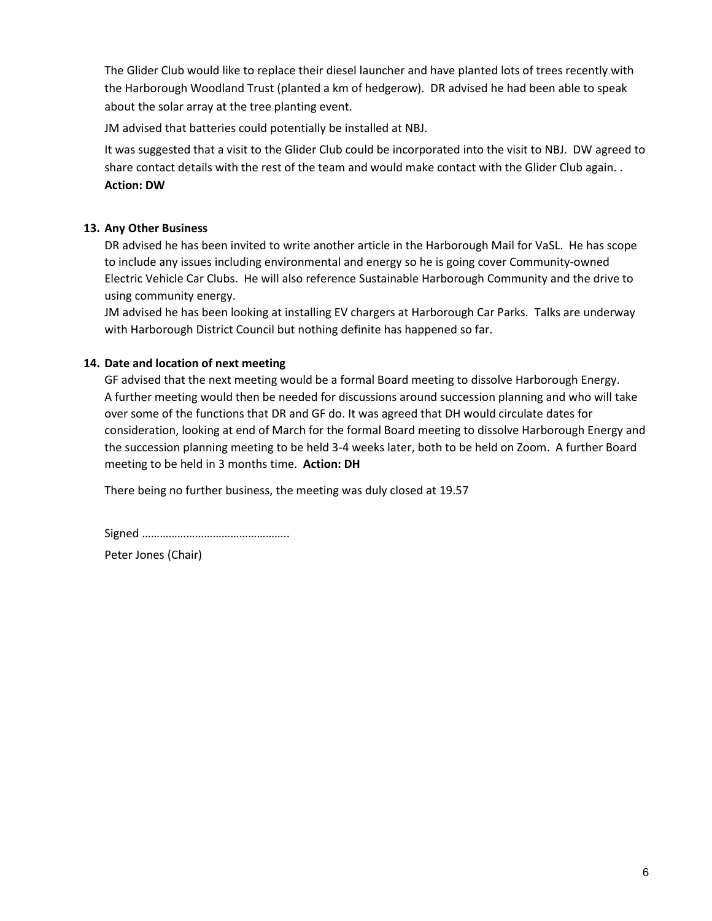The Glider Club would like to replace their diesel launcher and have planted lots of trees recently with the Harborough Woodland Trust (planted a km of hedgerow). DR advised he had been able to speak about the solar array at the tree planting event.

JM advised that batteries could potentially be installed at NBJ.

It was suggested that a visit to the Glider Club could be incorporated into the visit to NBJ. DW agreed to share contact details with the rest of the team and would make contact with the Glider Club again. .
**Action: DW**

**13. Any Other Business**

DR advised he has been invited to write another article in the Harborough Mail for VaSL. He has scope to include any issues including environmental and energy so he is going cover Community-owned Electric Vehicle Car Clubs. He will also reference Sustainable Harborough Community and the drive to using community energy.
JM advised he has been looking at installing EV chargers at Harborough Car Parks. Talks are underway with Harborough District Council but nothing definite has happened so far.

**14. Date and location of next meeting**

GF advised that the next meeting would be a formal Board meeting to dissolve Harborough Energy. A further meeting would then be needed for discussions around succession planning and who will take over some of the functions that DR and GF do. It was agreed that DH would circulate dates for consideration, looking at end of March for the formal Board meeting to dissolve Harborough Energy and the succession planning meeting to be held 3-4 weeks later, both to be held on Zoom. A further Board meeting to be held in 3 months time. **Action: DH**

There being no further business, the meeting was duly closed at 19.57

Signed …………………………………………..

Peter Jones (Chair)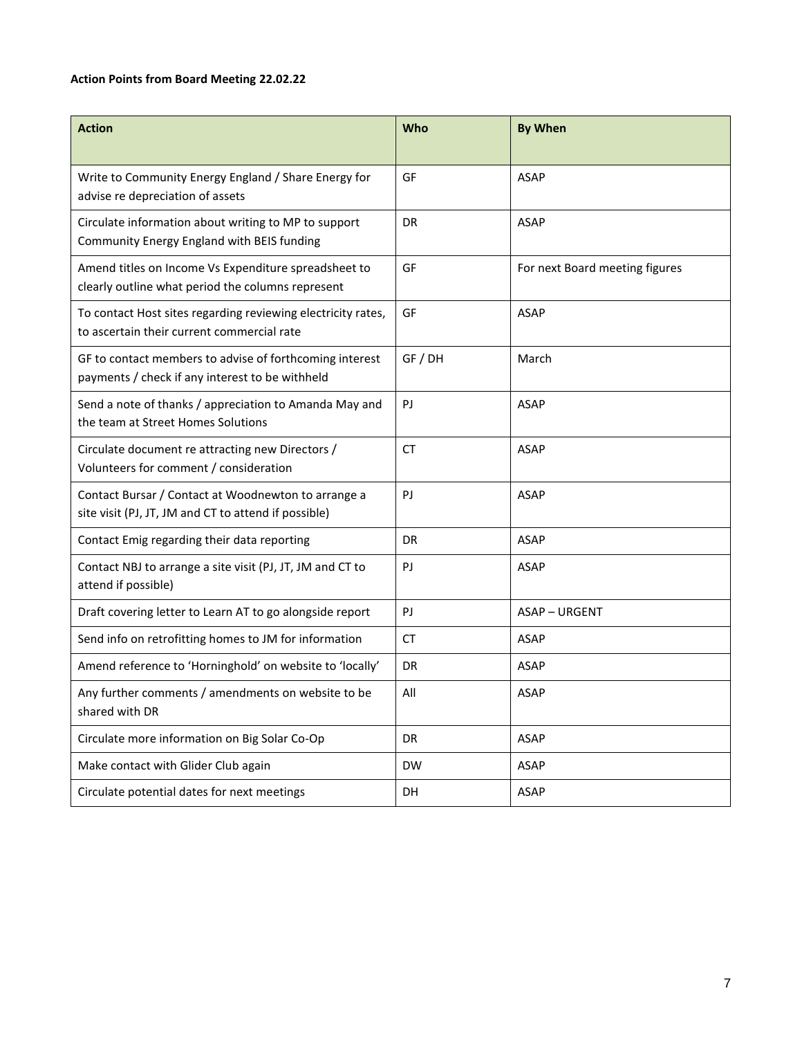**Action Points from Board Meeting 22.02.22**

| Action | Who | By When |
|---|---|---|
| Write to Community Energy England / Share Energy for advise re depreciation of assets | GF | ASAP |
| Circulate information about writing to MP to support Community Energy England with BEIS funding | DR | ASAP |
| Amend titles on Income Vs Expenditure spreadsheet to clearly outline what period the columns represent | GF | For next Board meeting figures |
| To contact Host sites regarding reviewing electricity rates, to ascertain their current commercial rate | GF | ASAP |
| GF to contact members to advise of forthcoming interest payments / check if any interest to be withheld | GF / DH | March |
| Send a note of thanks / appreciation to Amanda May and the team at Street Homes Solutions | PJ | ASAP |
| Circulate document re attracting new Directors / Volunteers for comment / consideration | CT | ASAP |
| Contact Bursar / Contact at Woodnewton to arrange a site visit (PJ, JT, JM and CT to attend if possible) | PJ | ASAP |
| Contact Emig regarding their data reporting | DR | ASAP |
| Contact NBJ to arrange a site visit (PJ, JT, JM and CT to attend if possible) | PJ | ASAP |
| Draft covering letter to Learn AT to go alongside report | PJ | ASAP – URGENT |
| Send info on retrofitting homes to JM for information | CT | ASAP |
| Amend reference to 'Horninghold' on website to 'locally' | DR | ASAP |
| Any further comments / amendments on website to be shared with DR | All | ASAP |
| Circulate more information on Big Solar Co-Op | DR | ASAP |
| Make contact with Glider Club again | DW | ASAP |
| Circulate potential dates for next meetings | DH | ASAP |